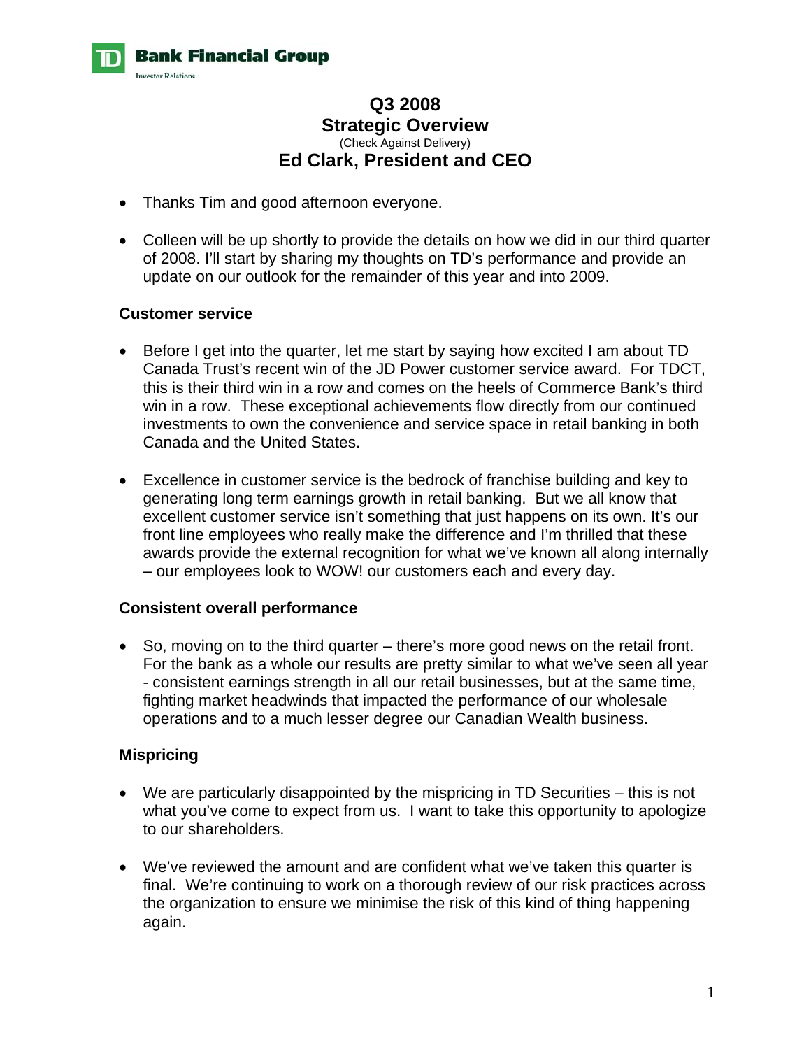# Q3 2008
# Strategic Overview
(Check Against Delivery)
## Ed Clark, President and CEO

- Thanks Tim and good afternoon everyone.

- Colleen will be up shortly to provide the details on how we did in our third quarter of 2008. I'll start by sharing my thoughts on TD's performance and provide an update on our outlook for the remainder of this year and into 2009.

### Customer service

- Before I get into the quarter, let me start by saying how excited I am about TD Canada Trust's recent win of the JD Power customer service award. For TDCT, this is their third win in a row and comes on the heels of Commerce Bank's third win in a row. These exceptional achievements flow directly from our continued investments to own the convenience and service space in retail banking in both Canada and the United States.

- Excellence in customer service is the bedrock of franchise building and key to generating long term earnings growth in retail banking. But we all know that excellent customer service isn't something that just happens on its own. It's our front line employees who really make the difference and I'm thrilled that these awards provide the external recognition for what we've known all along internally – our employees look to WOW! our customers each and every day.

### Consistent overall performance

- So, moving on to the third quarter – there's more good news on the retail front. For the bank as a whole our results are pretty similar to what we've seen all year - consistent earnings strength in all our retail businesses, but at the same time, fighting market headwinds that impacted the performance of our wholesale operations and to a much lesser degree our Canadian Wealth business.

### Mispricing

- We are particularly disappointed by the mispricing in TD Securities – this is not what you've come to expect from us. I want to take this opportunity to apologize to our shareholders.

- We've reviewed the amount and are confident what we've taken this quarter is final. We're continuing to work on a thorough review of our risk practices across the organization to ensure we minimise the risk of this kind of thing happening again.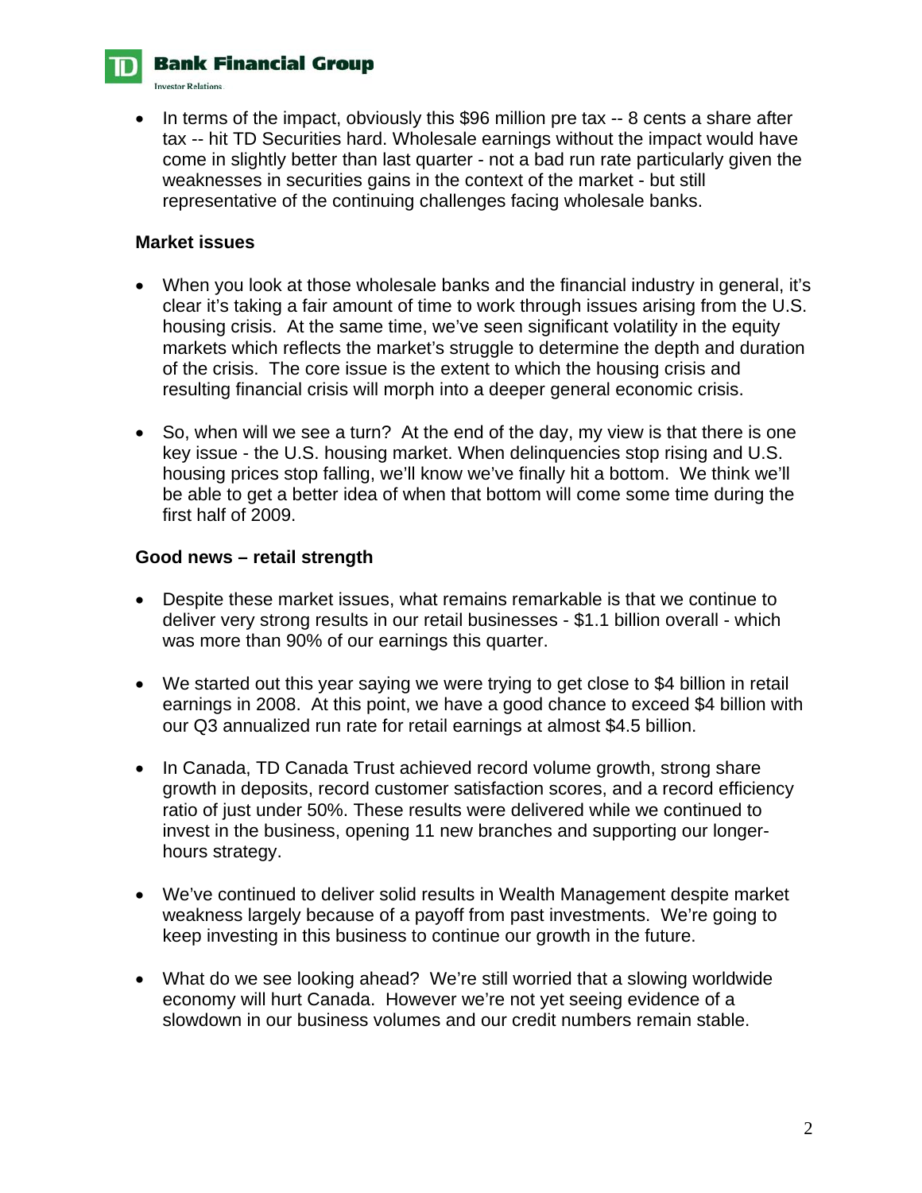- In terms of the impact, obviously this $96 million pre tax -- 8 cents a share after tax -- hit TD Securities hard. Wholesale earnings without the impact would have come in slightly better than last quarter - not a bad run rate particularly given the weaknesses in securities gains in the context of the market - but still representative of the continuing challenges facing wholesale banks.

**Market issues**

- When you look at those wholesale banks and the financial industry in general, it's clear it's taking a fair amount of time to work through issues arising from the U.S. housing crisis. At the same time, we've seen significant volatility in the equity markets which reflects the market's struggle to determine the depth and duration of the crisis. The core issue is the extent to which the housing crisis and resulting financial crisis will morph into a deeper general economic crisis.

- So, when will we see a turn? At the end of the day, my view is that there is one key issue - the U.S. housing market. When delinquencies stop rising and U.S. housing prices stop falling, we'll know we've finally hit a bottom. We think we'll be able to get a better idea of when that bottom will come some time during the first half of 2009.

**Good news – retail strength**

- Despite these market issues, what remains remarkable is that we continue to deliver very strong results in our retail businesses - $1.1 billion overall - which was more than 90% of our earnings this quarter.

- We started out this year saying we were trying to get close to $4 billion in retail earnings in 2008. At this point, we have a good chance to exceed $4 billion with our Q3 annualized run rate for retail earnings at almost $4.5 billion.

- In Canada, TD Canada Trust achieved record volume growth, strong share growth in deposits, record customer satisfaction scores, and a record efficiency ratio of just under 50%. These results were delivered while we continued to invest in the business, opening 11 new branches and supporting our longer-hours strategy.

- We've continued to deliver solid results in Wealth Management despite market weakness largely because of a payoff from past investments. We're going to keep investing in this business to continue our growth in the future.

- What do we see looking ahead? We're still worried that a slowing worldwide economy will hurt Canada. However we're not yet seeing evidence of a slowdown in our business volumes and our credit numbers remain stable.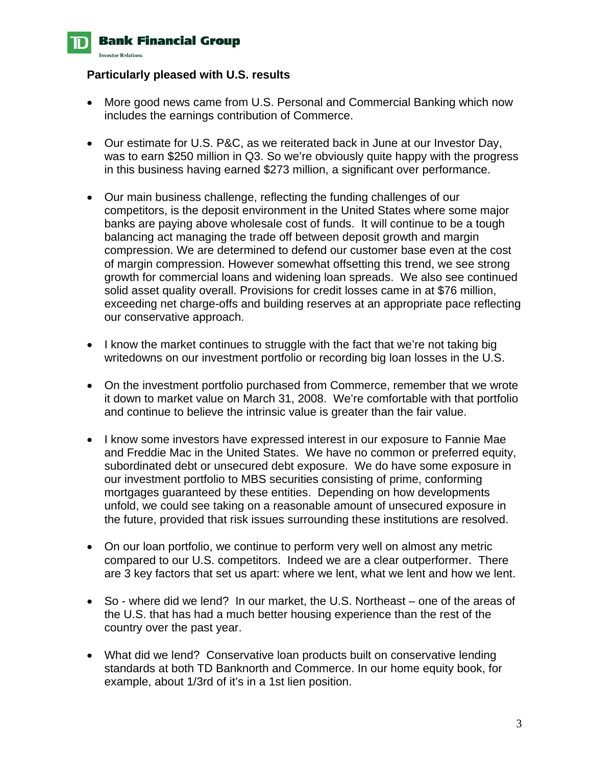**Particularly pleased with U.S. results**

- More good news came from U.S. Personal and Commercial Banking which now includes the earnings contribution of Commerce.

- Our estimate for U.S. P&C, as we reiterated back in June at our Investor Day, was to earn $250 million in Q3. So we're obviously quite happy with the progress in this business having earned $273 million, a significant over performance.

- Our main business challenge, reflecting the funding challenges of our competitors, is the deposit environment in the United States where some major banks are paying above wholesale cost of funds. It will continue to be a tough balancing act managing the trade off between deposit growth and margin compression. We are determined to defend our customer base even at the cost of margin compression. However somewhat offsetting this trend, we see strong growth for commercial loans and widening loan spreads. We also see continued solid asset quality overall. Provisions for credit losses came in at $76 million, exceeding net charge-offs and building reserves at an appropriate pace reflecting our conservative approach.

- I know the market continues to struggle with the fact that we're not taking big writedowns on our investment portfolio or recording big loan losses in the U.S.

- On the investment portfolio purchased from Commerce, remember that we wrote it down to market value on March 31, 2008. We're comfortable with that portfolio and continue to believe the intrinsic value is greater than the fair value.

- I know some investors have expressed interest in our exposure to Fannie Mae and Freddie Mac in the United States. We have no common or preferred equity, subordinated debt or unsecured debt exposure. We do have some exposure in our investment portfolio to MBS securities consisting of prime, conforming mortgages guaranteed by these entities. Depending on how developments unfold, we could see taking on a reasonable amount of unsecured exposure in the future, provided that risk issues surrounding these institutions are resolved.

- On our loan portfolio, we continue to perform very well on almost any metric compared to our U.S. competitors. Indeed we are a clear outperformer. There are 3 key factors that set us apart: where we lent, what we lent and how we lent.

- So - where did we lend? In our market, the U.S. Northeast – one of the areas of the U.S. that has had a much better housing experience than the rest of the country over the past year.

- What did we lend? Conservative loan products built on conservative lending standards at both TD Banknorth and Commerce. In our home equity book, for example, about 1/3rd of it's in a 1st lien position.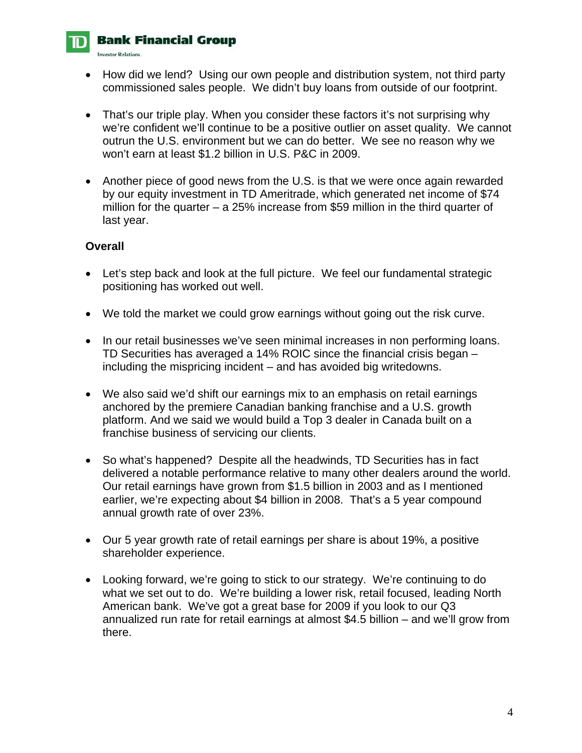- How did we lend? Using our own people and distribution system, not third party commissioned sales people. We didn't buy loans from outside of our footprint.

- That's our triple play. When you consider these factors it's not surprising why we're confident we'll continue to be a positive outlier on asset quality. We cannot outrun the U.S. environment but we can do better. We see no reason why we won't earn at least $1.2 billion in U.S. P&C in 2009.

- Another piece of good news from the U.S. is that we were once again rewarded by our equity investment in TD Ameritrade, which generated net income of $74 million for the quarter – a 25% increase from $59 million in the third quarter of last year.

**Overall**

- Let's step back and look at the full picture. We feel our fundamental strategic positioning has worked out well.

- We told the market we could grow earnings without going out the risk curve.

- In our retail businesses we've seen minimal increases in non performing loans. TD Securities has averaged a 14% ROIC since the financial crisis began – including the mispricing incident – and has avoided big writedowns.

- We also said we'd shift our earnings mix to an emphasis on retail earnings anchored by the premiere Canadian banking franchise and a U.S. growth platform. And we said we would build a Top 3 dealer in Canada built on a franchise business of servicing our clients.

- So what's happened? Despite all the headwinds, TD Securities has in fact delivered a notable performance relative to many other dealers around the world. Our retail earnings have grown from $1.5 billion in 2003 and as I mentioned earlier, we're expecting about $4 billion in 2008. That's a 5 year compound annual growth rate of over 23%.

- Our 5 year growth rate of retail earnings per share is about 19%, a positive shareholder experience.

- Looking forward, we're going to stick to our strategy. We're continuing to do what we set out to do. We're building a lower risk, retail focused, leading North American bank. We've got a great base for 2009 if you look to our Q3 annualized run rate for retail earnings at almost $4.5 billion – and we'll grow from there.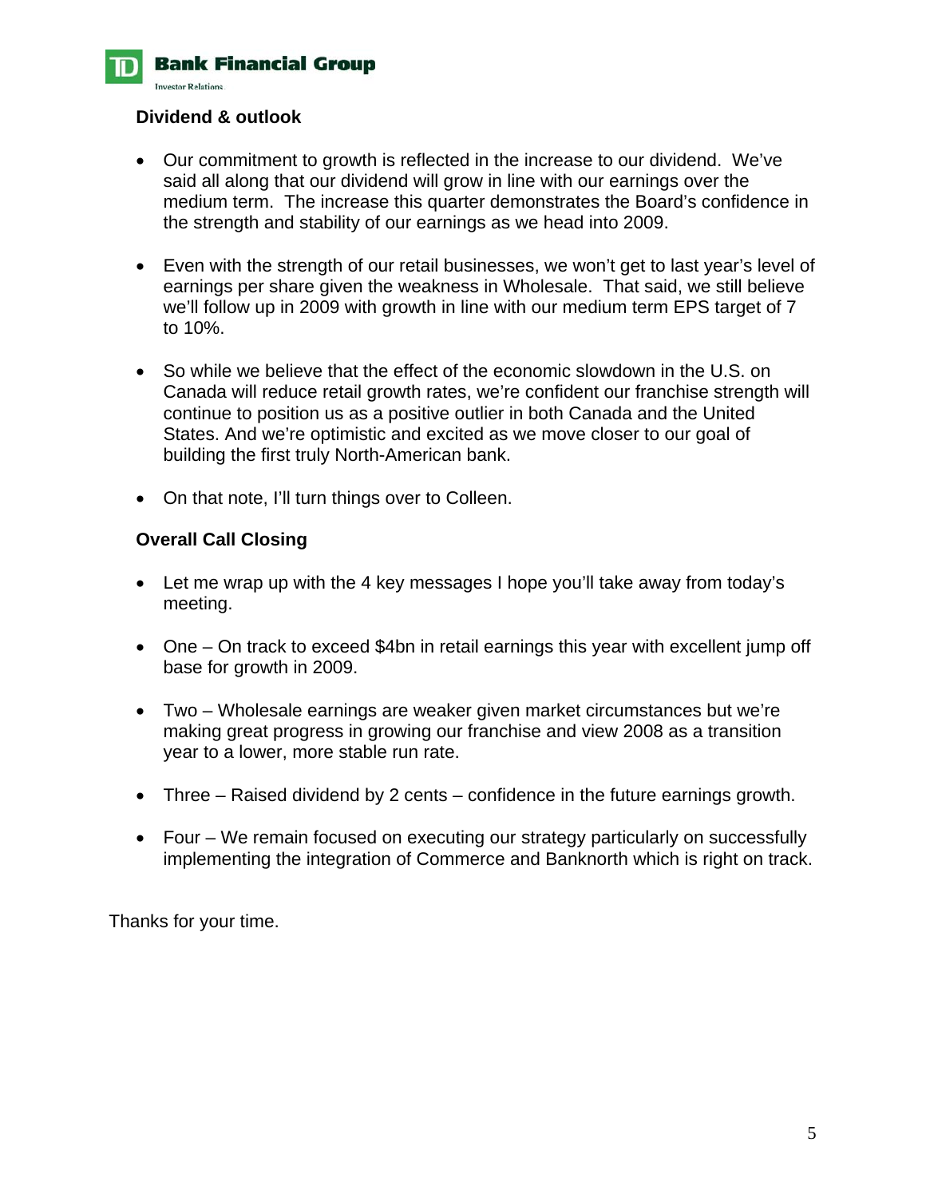**Dividend & outlook**

- Our commitment to growth is reflected in the increase to our dividend. We've said all along that our dividend will grow in line with our earnings over the medium term. The increase this quarter demonstrates the Board's confidence in the strength and stability of our earnings as we head into 2009.

- Even with the strength of our retail businesses, we won't get to last year's level of earnings per share given the weakness in Wholesale. That said, we still believe we'll follow up in 2009 with growth in line with our medium term EPS target of 7 to 10%.

- So while we believe that the effect of the economic slowdown in the U.S. on Canada will reduce retail growth rates, we're confident our franchise strength will continue to position us as a positive outlier in both Canada and the United States. And we're optimistic and excited as we move closer to our goal of building the first truly North-American bank.

- On that note, I'll turn things over to Colleen.

**Overall Call Closing**

- Let me wrap up with the 4 key messages I hope you'll take away from today's meeting.

- One – On track to exceed $4bn in retail earnings this year with excellent jump off base for growth in 2009.

- Two – Wholesale earnings are weaker given market circumstances but we're making great progress in growing our franchise and view 2008 as a transition year to a lower, more stable run rate.

- Three – Raised dividend by 2 cents – confidence in the future earnings growth.

- Four – We remain focused on executing our strategy particularly on successfully implementing the integration of Commerce and Banknorth which is right on track.

Thanks for your time.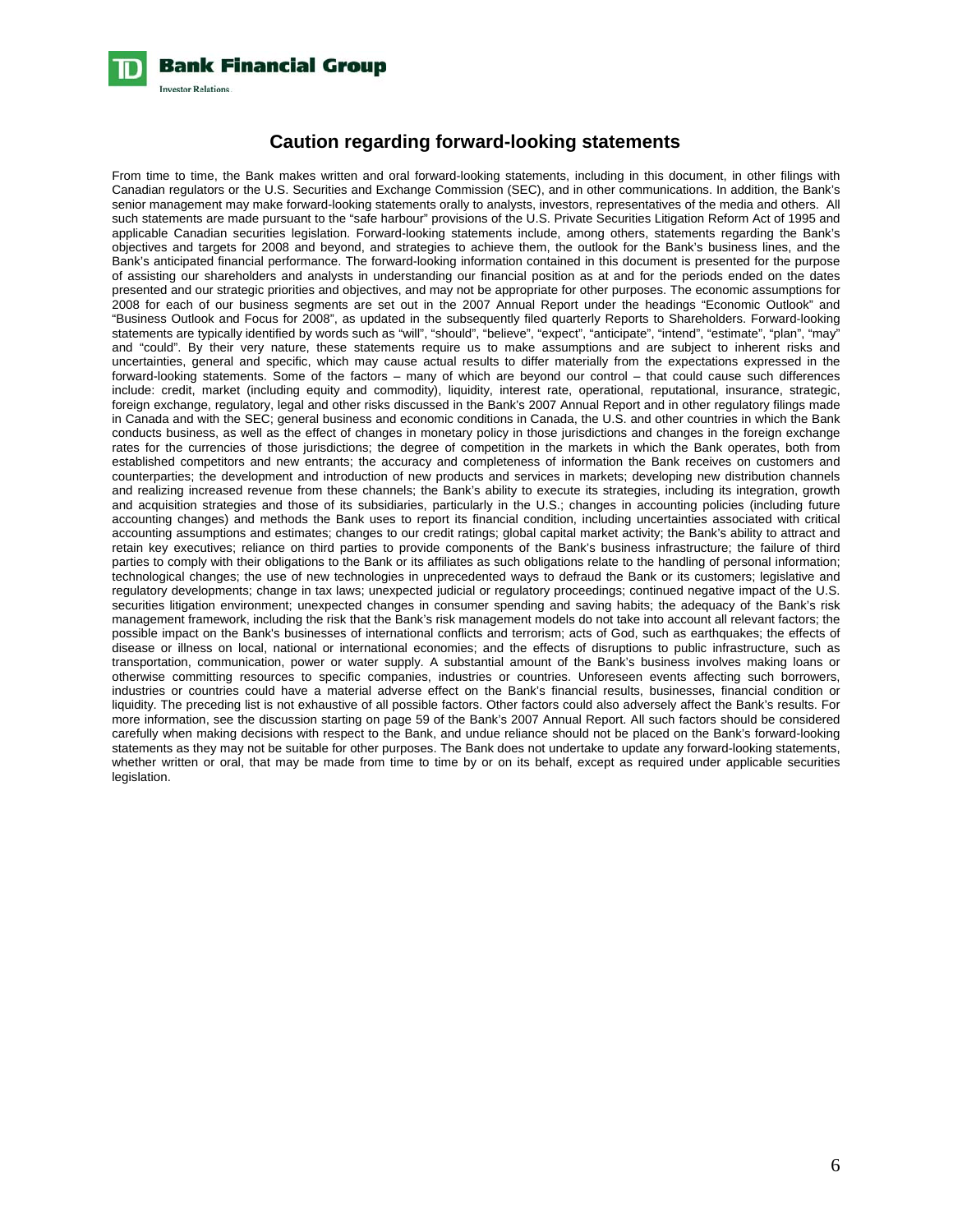# Caution regarding forward-looking statements

From time to time, the Bank makes written and oral forward-looking statements, including in this document, in other filings with Canadian regulators or the U.S. Securities and Exchange Commission (SEC), and in other communications. In addition, the Bank's senior management may make forward-looking statements orally to analysts, investors, representatives of the media and others. All such statements are made pursuant to the "safe harbour" provisions of the U.S. Private Securities Litigation Reform Act of 1995 and applicable Canadian securities legislation. Forward-looking statements include, among others, statements regarding the Bank's objectives and targets for 2008 and beyond, and strategies to achieve them, the outlook for the Bank's business lines, and the Bank's anticipated financial performance. The forward-looking information contained in this document is presented for the purpose of assisting our shareholders and analysts in understanding our financial position as at and for the periods ended on the dates presented and our strategic priorities and objectives, and may not be appropriate for other purposes. The economic assumptions for 2008 for each of our business segments are set out in the 2007 Annual Report under the headings "Economic Outlook" and "Business Outlook and Focus for 2008", as updated in the subsequently filed quarterly Reports to Shareholders. Forward-looking statements are typically identified by words such as "will", "should", "believe", "expect", "anticipate", "intend", "estimate", "plan", "may" and "could". By their very nature, these statements require us to make assumptions and are subject to inherent risks and uncertainties, general and specific, which may cause actual results to differ materially from the expectations expressed in the forward-looking statements. Some of the factors – many of which are beyond our control – that could cause such differences include: credit, market (including equity and commodity), liquidity, interest rate, operational, reputational, insurance, strategic, foreign exchange, regulatory, legal and other risks discussed in the Bank's 2007 Annual Report and in other regulatory filings made in Canada and with the SEC; general business and economic conditions in Canada, the U.S. and other countries in which the Bank conducts business, as well as the effect of changes in monetary policy in those jurisdictions and changes in the foreign exchange rates for the currencies of those jurisdictions; the degree of competition in the markets in which the Bank operates, both from established competitors and new entrants; the accuracy and completeness of information the Bank receives on customers and counterparties; the development and introduction of new products and services in markets; developing new distribution channels and realizing increased revenue from these channels; the Bank's ability to execute its strategies, including its integration, growth and acquisition strategies and those of its subsidiaries, particularly in the U.S.; changes in accounting policies (including future accounting changes) and methods the Bank uses to report its financial condition, including uncertainties associated with critical accounting assumptions and estimates; changes to our credit ratings; global capital market activity; the Bank's ability to attract and retain key executives; reliance on third parties to provide components of the Bank's business infrastructure; the failure of third parties to comply with their obligations to the Bank or its affiliates as such obligations relate to the handling of personal information; technological changes; the use of new technologies in unprecedented ways to defraud the Bank or its customers; legislative and regulatory developments; change in tax laws; unexpected judicial or regulatory proceedings; continued negative impact of the U.S. securities litigation environment; unexpected changes in consumer spending and saving habits; the adequacy of the Bank's risk management framework, including the risk that the Bank's risk management models do not take into account all relevant factors; the possible impact on the Bank's businesses of international conflicts and terrorism; acts of God, such as earthquakes; the effects of disease or illness on local, national or international economies; and the effects of disruptions to public infrastructure, such as transportation, communication, power or water supply. A substantial amount of the Bank's business involves making loans or otherwise committing resources to specific companies, industries or countries. Unforeseen events affecting such borrowers, industries or countries could have a material adverse effect on the Bank's financial results, businesses, financial condition or liquidity. The preceding list is not exhaustive of all possible factors. Other factors could also adversely affect the Bank's results. For more information, see the discussion starting on page 59 of the Bank's 2007 Annual Report. All such factors should be considered carefully when making decisions with respect to the Bank, and undue reliance should not be placed on the Bank's forward-looking statements as they may not be suitable for other purposes. The Bank does not undertake to update any forward-looking statements, whether written or oral, that may be made from time to time by or on its behalf, except as required under applicable securities legislation.